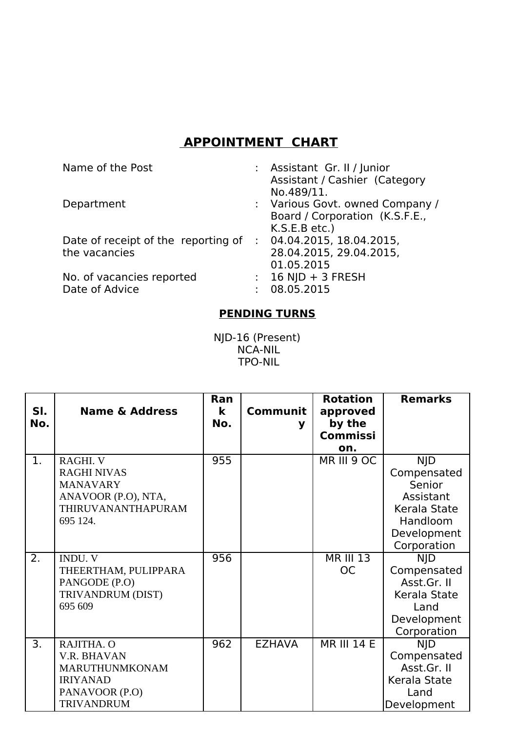## APPOINTMENT CHART

| | | |
|---|---|---|
| Name of the Post | : | Assistant Gr. II / Junior Assistant / Cashier (Category No.489/11. |
| Department | : | Various Govt. owned Company / Board / Corporation (K.S.F.E., K.S.E.B etc.) |
| Date of receipt of the reporting of the vacancies | : | 04.04.2015, 18.04.2015, 28.04.2015, 29.04.2015, 01.05.2015 |
| No. of vacancies reported | : | 16 NJD + 3 FRESH |
| Date of Advice | : | 08.05.2015 |

**PENDING TURNS**

NJD-16 (Present)
NCA-NIL
TPO-NIL

| Sl. No. | Name & Address | Rank No. | Community | Rotation approved by the Commission. | Remarks |
|---|---|---|---|---|---|
| 1. | RAGHI. V<br>RAGHI NIVAS<br>MANAVARY<br>ANAVOOR (P.O), NTA,<br>THIRUVANANTHAPURAM<br>695 124. | 955 | | MR III 9 OC | NJD Compensated Senior Assistant Kerala State Handloom Development Corporation |
| 2. | INDU. V<br>THEERTHAM, PULIPPARA<br>PANGODE (P.O)<br>TRIVANDRUM (DIST)<br>695 609 | 956 | | MR III 13 OC | NJD Compensated Asst.Gr. II Kerala State Land Development Corporation |
| 3. | RAJITHA. O<br>V.R. BHAVAN<br>MARUTHUNMKONAM<br>IRIYANAD<br>PANAVOOR (P.O)<br>TRIVANDRUM | 962 | EZHAVA | MR III 14 E | NJD Compensated Asst.Gr. II Kerala State Land Development |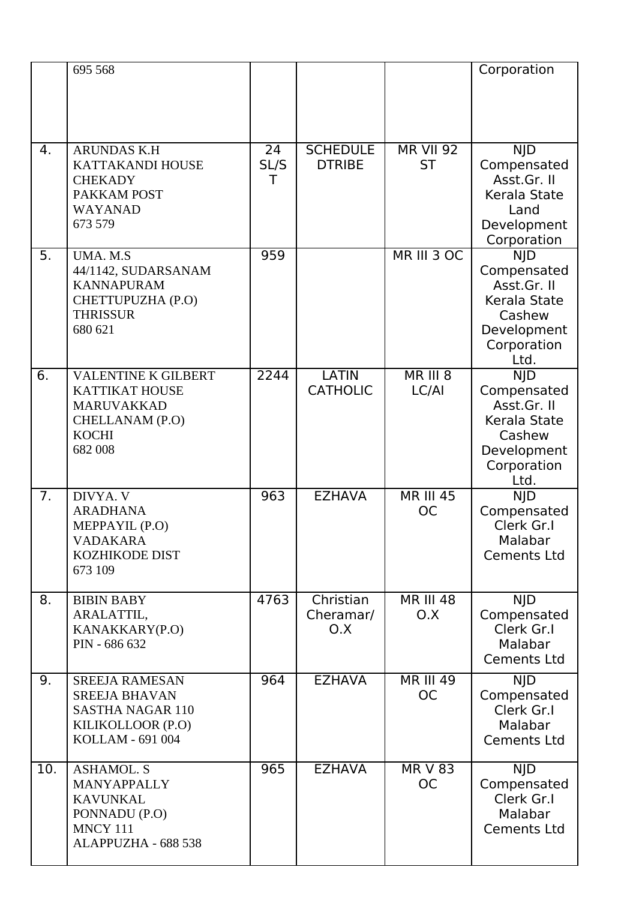| | | | | | |
|---|---|---|---|---|---|
| | 695 568 | | | | Corporation |
| 4. | ARUNDAS K.H<br>KATTAKANDI HOUSE<br>CHEKADY<br>PAKKAM POST<br>WAYANAD<br>673 579 | 24 SL/ST | SCHEDULE DTRIBE | MR VII 92 ST | NJD Compensated Asst.Gr. II Kerala State Land Development Corporation |
| 5. | UMA. M.S<br>44/1142, SUDARSANAM<br>KANNAPURAM<br>CHETTUPUZHA (P.O)<br>THRISSUR<br>680 621 | 959 | | MR III 3 OC | NJD Compensated Asst.Gr. II Kerala State Cashew Development Corporation Ltd. |
| 6. | VALENTINE K GILBERT<br>KATTIKAT HOUSE<br>MARUVAKKAD<br>CHELLANAM (P.O)<br>KOCHI<br>682 008 | 2244 | LATIN CATHOLIC | MR III 8 LC/AI | NJD Compensated Asst.Gr. II Kerala State Cashew Development Corporation Ltd. |
| 7. | DIVYA. V<br>ARADHANA<br>MEPPAYIL (P.O)<br>VADAKARA<br>KOZHIKODE DIST<br>673 109 | 963 | EZHAVA | MR III 45 OC | NJD Compensated Clerk Gr.I Malabar Cements Ltd |
| 8. | BIBIN BABY<br>ARALATTIL,<br>KANAKKARY(P.O)<br>PIN - 686 632 | 4763 | Christian Cheramar/ O.X | MR III 48 O.X | NJD Compensated Clerk Gr.I Malabar Cements Ltd |
| 9. | SREEJA RAMESAN<br>SREEJA BHAVAN<br>SASTHA NAGAR 110<br>KILIKOLLOOR (P.O)<br>KOLLAM - 691 004 | 964 | EZHAVA | MR III 49 OC | NJD Compensated Clerk Gr.I Malabar Cements Ltd |
| 10. | ASHAMOL. S<br>MANYAPPALLY<br>KAVUNKAL<br>PONNADU (P.O)<br>MNCY 111<br>ALAPPUZHA - 688 538 | 965 | EZHAVA | MR V 83 OC | NJD Compensated Clerk Gr.I Malabar Cements Ltd |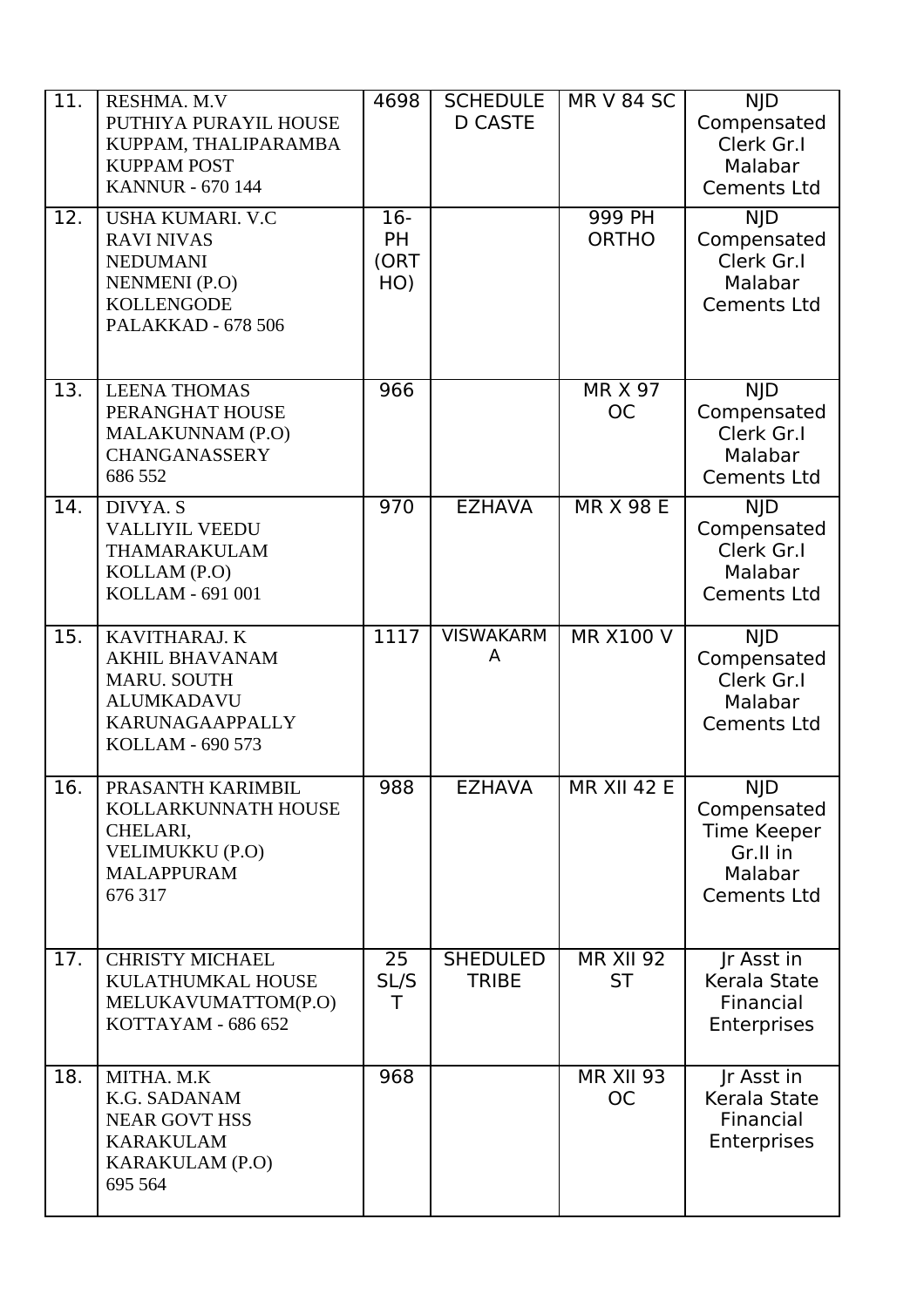| | | | | | |
|---|---|---|---|---|---|
| 11. | RESHMA. M.V<br>PUTHIYA PURAYIL HOUSE<br>KUPPAM, THALIPARAMBA<br>KUPPAM POST<br>KANNUR - 670 144 | 4698 | SCHEDULE D CASTE | MR V 84 SC | NJD Compensated Clerk Gr.I Malabar Cements Ltd |
| 12. | USHA KUMARI. V.C<br>RAVI NIVAS<br>NEDUMANI<br>NENMENI (P.O)<br>KOLLENGODE<br>PALAKKAD - 678 506 | 16-PH (ORTHO) | | 999 PH ORTHO | NJD Compensated Clerk Gr.I Malabar Cements Ltd |
| 13. | LEENA THOMAS<br>PERANGHAT HOUSE<br>MALAKUNNAM (P.O)<br>CHANGANASSERY<br>686 552 | 966 | | MR X 97 OC | NJD Compensated Clerk Gr.I Malabar Cements Ltd |
| 14. | DIVYA. S<br>VALLIYIL VEEDU<br>THAMARAKULAM<br>KOLLAM (P.O)<br>KOLLAM - 691 001 | 970 | EZHAVA | MR X 98 E | NJD Compensated Clerk Gr.I Malabar Cements Ltd |
| 15. | KAVITHARAJ. K<br>AKHIL BHAVANAM<br>MARU. SOUTH<br>ALUMKADAVU<br>KARUNAGAAPPALLY<br>KOLLAM - 690 573 | 1117 | VISWAKARMA | MR X100 V | NJD Compensated Clerk Gr.I Malabar Cements Ltd |
| 16. | PRASANTH KARIMBIL<br>KOLLARKUNNATH HOUSE<br>CHELARI,<br>VELIMUKKU (P.O)<br>MALAPPURAM<br>676 317 | 988 | EZHAVA | MR XII 42 E | NJD Compensated Time Keeper Gr.II in Malabar Cements Ltd |
| 17. | CHRISTY MICHAEL<br>KULATHUMKAL HOUSE<br>MELUKAVUMATTOM(P.O)<br>KOTTAYAM - 686 652 | 25 SL/ST | SHEDULED TRIBE | MR XII 92 ST | Jr Asst in Kerala State Financial Enterprises |
| 18. | MITHA. M.K<br>K.G. SADANAM<br>NEAR GOVT HSS<br>KARAKULAM<br>KARAKULAM (P.O)<br>695 564 | 968 | | MR XII 93 OC | Jr Asst in Kerala State Financial Enterprises |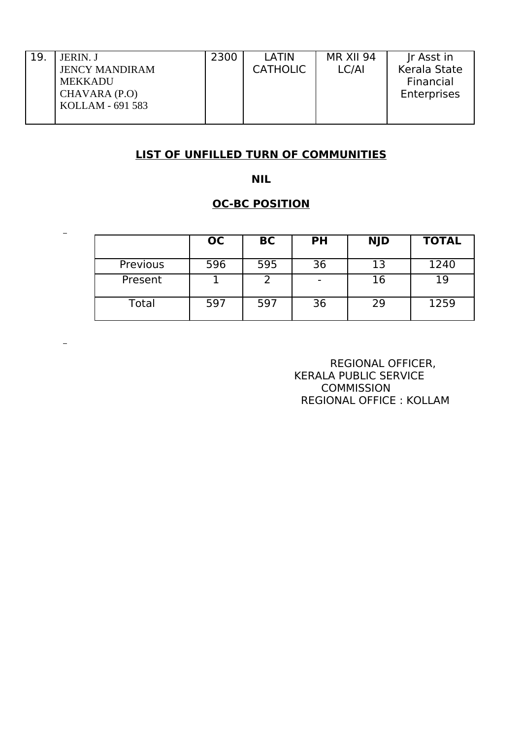| | | | | | |
|---|---|---|---|---|---|
| 19. | JERIN. J<br>JENCY MANDIRAM<br>MEKKADU<br>CHAVARA (P.O)<br>KOLLAM - 691 583 | 2300 | LATIN CATHOLIC | MR XII 94 LC/AI | Jr Asst in Kerala State Financial Enterprises |

## LIST OF UNFILLED TURN OF COMMUNITIES

**NIL**

## OC-BC POSITION

| | OC | BC | PH | NJD | TOTAL |
|---|---|---|---|---|---|
| Previous | 596 | 595 | 36 | 13 | 1240 |
| Present | 1 | 2 | - | 16 | 19 |
| Total | 597 | 597 | 36 | 29 | 1259 |

REGIONAL OFFICER,
KERALA PUBLIC SERVICE COMMISSION
REGIONAL OFFICE : KOLLAM